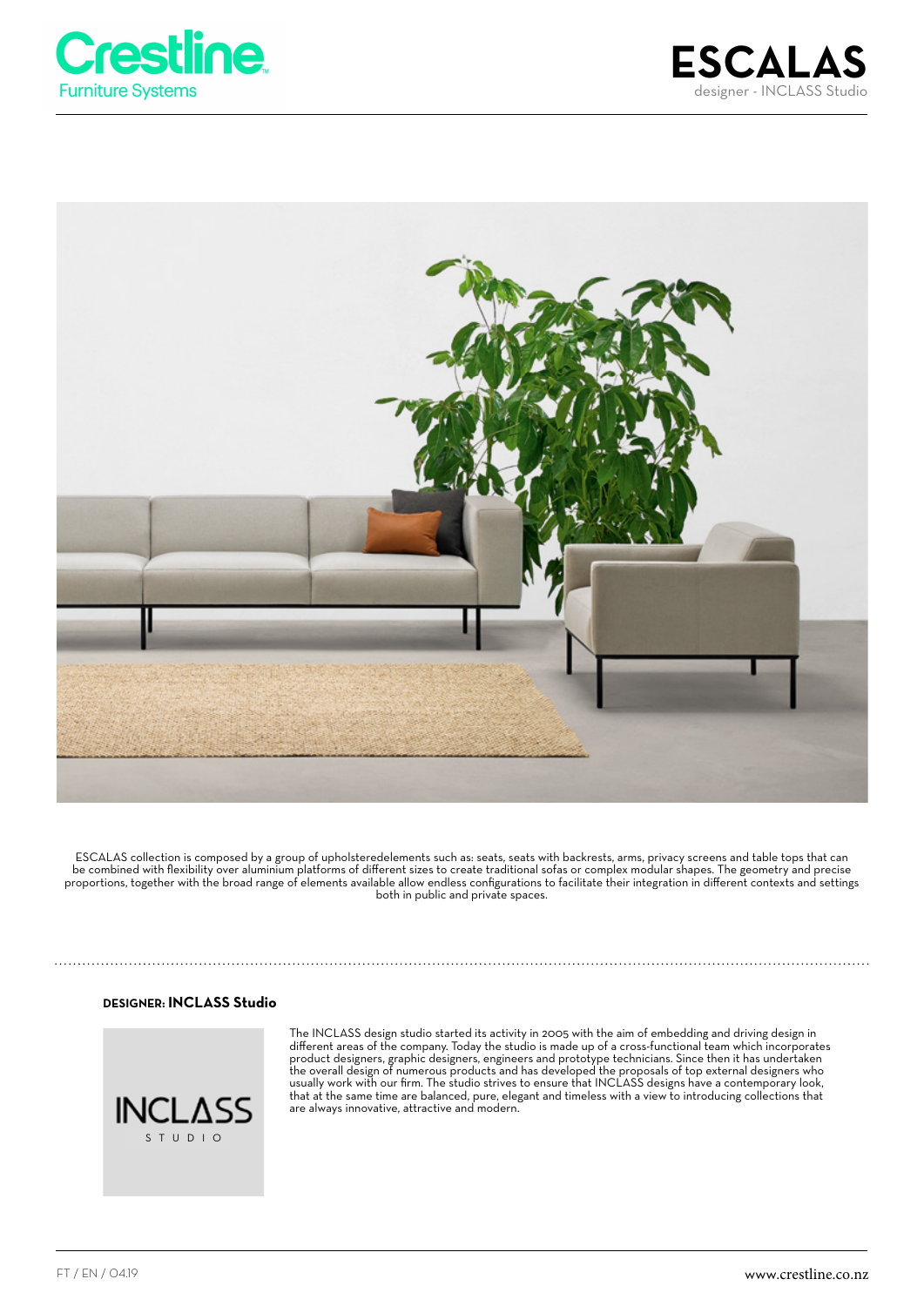Crestline
Furniture Systems

# ESCALAS

designer - INCLASS Studio

ESCALAS collection is composed by a group of upholsteredelements such as: seats, seats with backrests, arms, privacy screens and table tops that can be combined with flexibility over aluminium platforms of different sizes to create traditional sofas or complex modular shapes. The geometry and precise proportions, together with the broad range of elements available allow endless configurations to facilitate their integration in different contexts and settings both in public and private spaces.

## DESIGNER: INCLASS Studio

INCLASS
STUDIO

The INCLASS design studio started its activity in 2005 with the aim of embedding and driving design in different areas of the company. Today the studio is made up of a cross-functional team which incorporates product designers, graphic designers, engineers and prototype technicians. Since then it has undertaken the overall design of numerous products and has developed the proposals of top external designers who usually work with our firm. The studio strives to ensure that INCLASS designs have a contemporary look, that at the same time are balanced, pure, elegant and timeless with a view to introducing collections that are always innovative, attractive and modern.

FT / EN / 04.19

www.crestline.co.nz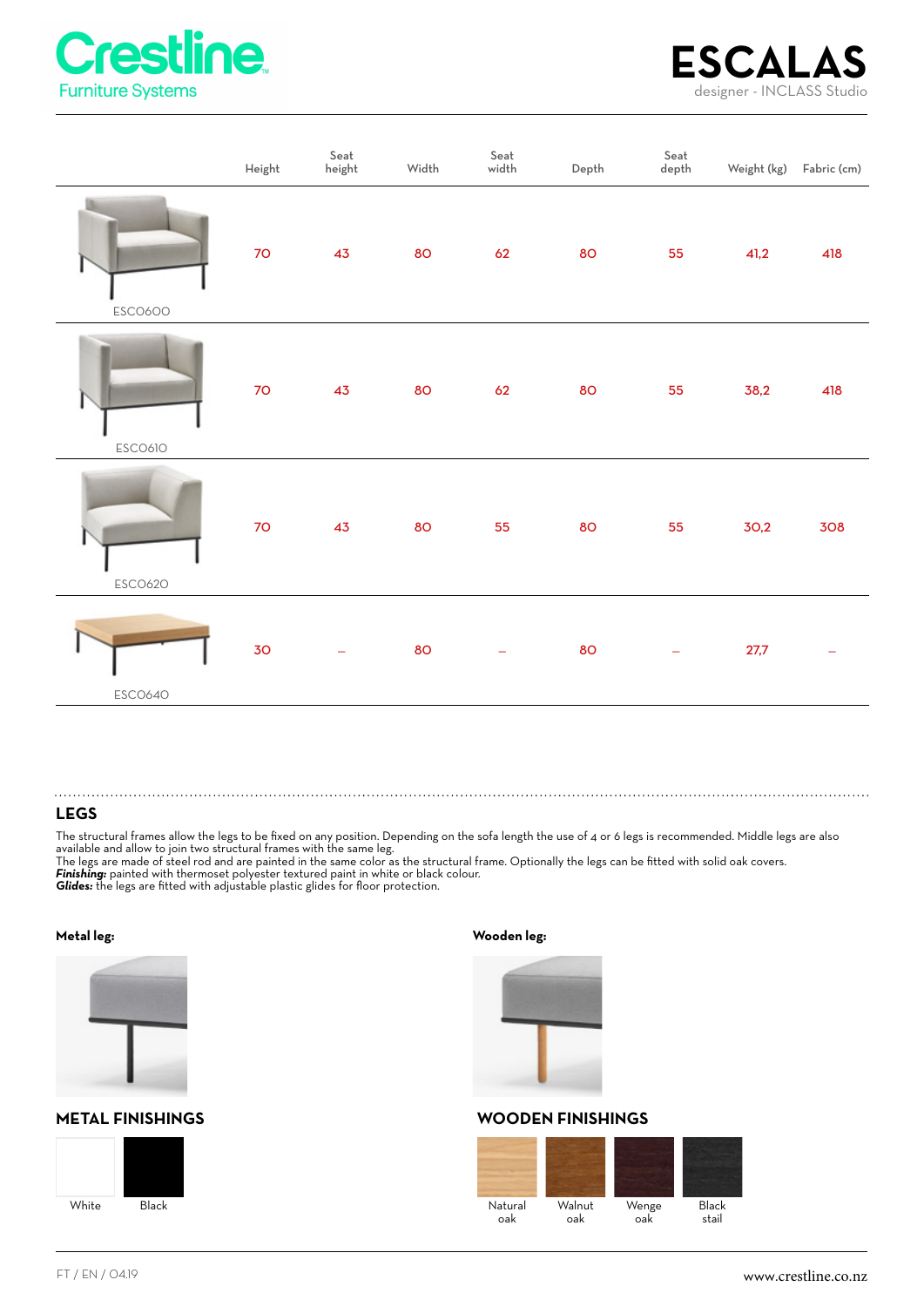# ESCALAS

designer - INCLASS Studio

| | Height | Seat height | Width | Seat width | Depth | Seat depth | Weight (kg) | Fabric (cm) |
|---|---|---|---|---|---|---|---|---|
| ESC0600 | 70 | 43 | 80 | 62 | 80 | 55 | 41,2 | 418 |
| ESC0610 | 70 | 43 | 80 | 62 | 80 | 55 | 38,2 | 418 |
| ESC0620 | 70 | 43 | 80 | 55 | 80 | 55 | 30,2 | 308 |
| ESC0640 | 30 | – | 80 | – | 80 | – | 27,7 | – |

## LEGS

The structural frames allow the legs to be fixed on any position. Depending on the sofa length the use of 4 or 6 legs is recommended. Middle legs are also available and allow to join two structural frames with the same leg.
The legs are made of steel rod and are painted in the same color as the structural frame. Optionally the legs can be fitted with solid oak covers.
***Finishing:*** painted with thermoset polyester textured paint in white or black colour.
***Glides:*** the legs are fitted with adjustable plastic glides for floor protection.

**Metal leg:**

## METAL FINISHINGS

White
Black

**Wooden leg:**

## WOODEN FINISHINGS

Natural oak
Walnut oak
Wenge oak
Black stail

FT / EN / 04.19

www.crestline.co.nz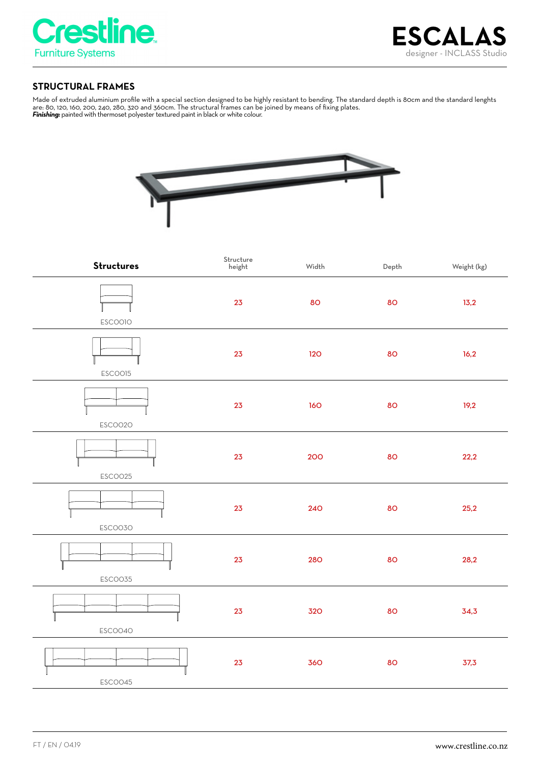## STRUCTURAL FRAMES

Made of extruded aluminium profile with a special section designed to be highly resistant to bending. The standard depth is 80cm and the standard lenghts are: 80, 120, 160, 200, 240, 280, 320 and 360cm. The structural frames can be joined by means of fixing plates.
***Finishing:*** painted with thermoset polyester textured paint in black or white colour.

| Structures | Structure height | Width | Depth | Weight (kg) |
|---|---|---|---|---|
| ESC0010 | 23 | 80 | 80 | 13,2 |
| ESC0015 | 23 | 120 | 80 | 16,2 |
| ESC0020 | 23 | 160 | 80 | 19,2 |
| ESC0025 | 23 | 200 | 80 | 22,2 |
| ESC0030 | 23 | 240 | 80 | 25,2 |
| ESC0035 | 23 | 280 | 80 | 28,2 |
| ESC0040 | 23 | 320 | 80 | 34,3 |
| ESC0045 | 23 | 360 | 80 | 37,3 |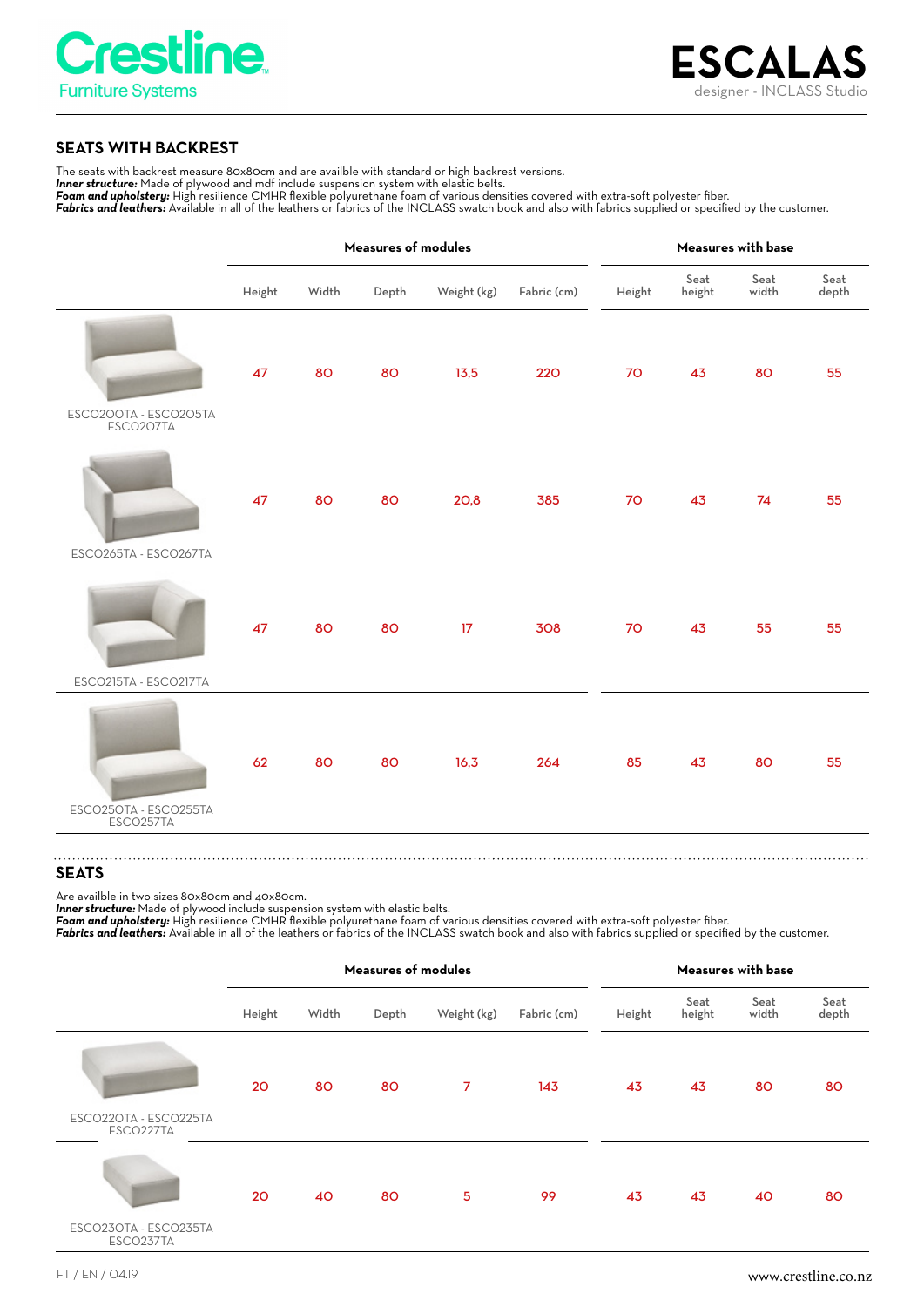Crestline Furniture Systems

# ESCALAS

designer - INCLASS Studio

## SEATS WITH BACKREST

The seats with backrest measure 80x80cm and are availble with standard or high backrest versions.
***Inner structure:*** Made of plywood and mdf include suspension system with elastic belts.
***Foam and upholstery:*** High resilience CMHR flexible polyurethane foam of various densities covered with extra-soft polyester fiber.
***Fabrics and leathers:*** Available in all of the leathers or fabrics of the INCLASS swatch book and also with fabrics supplied or specified by the customer.

| | Measures of modules | | | | | Measures with base | | | |
|---|---|---|---|---|---|---|---|---|---|
| | Height | Width | Depth | Weight (kg) | Fabric (cm) | Height | Seat height | Seat width | Seat depth |
| ESCO200TA - ESCO205TA ESCO207TA | 47 | 80 | 80 | 13,5 | 220 | 70 | 43 | 80 | 55 |
| ESCO265TA - ESCO267TA | 47 | 80 | 80 | 20,8 | 385 | 70 | 43 | 74 | 55 |
| ESCO215TA - ESCO217TA | 47 | 80 | 80 | 17 | 308 | 70 | 43 | 55 | 55 |
| ESCO250TA - ESCO255TA ESCO257TA | 62 | 80 | 80 | 16,3 | 264 | 85 | 43 | 80 | 55 |

## SEATS

Are availble in two sizes 80x80cm and 40x80cm.
***Inner structure:*** Made of plywood include suspension system with elastic belts.
***Foam and upholstery:*** High resilience CMHR flexible polyurethane foam of various densities covered with extra-soft polyester fiber.
***Fabrics and leathers:*** Available in all of the leathers or fabrics of the INCLASS swatch book and also with fabrics supplied or specified by the customer.

| | Measures of modules | | | | | Measures with base | | | |
|---|---|---|---|---|---|---|---|---|---|
| | Height | Width | Depth | Weight (kg) | Fabric (cm) | Height | Seat height | Seat width | Seat depth |
| ESCO220TA - ESCO225TA ESCO227TA | 20 | 80 | 80 | 7 | 143 | 43 | 43 | 80 | 80 |
| ESCO230TA - ESCO235TA ESCO237TA | 20 | 40 | 80 | 5 | 99 | 43 | 43 | 40 | 80 |

FT / EN / 04.19

www.crestline.co.nz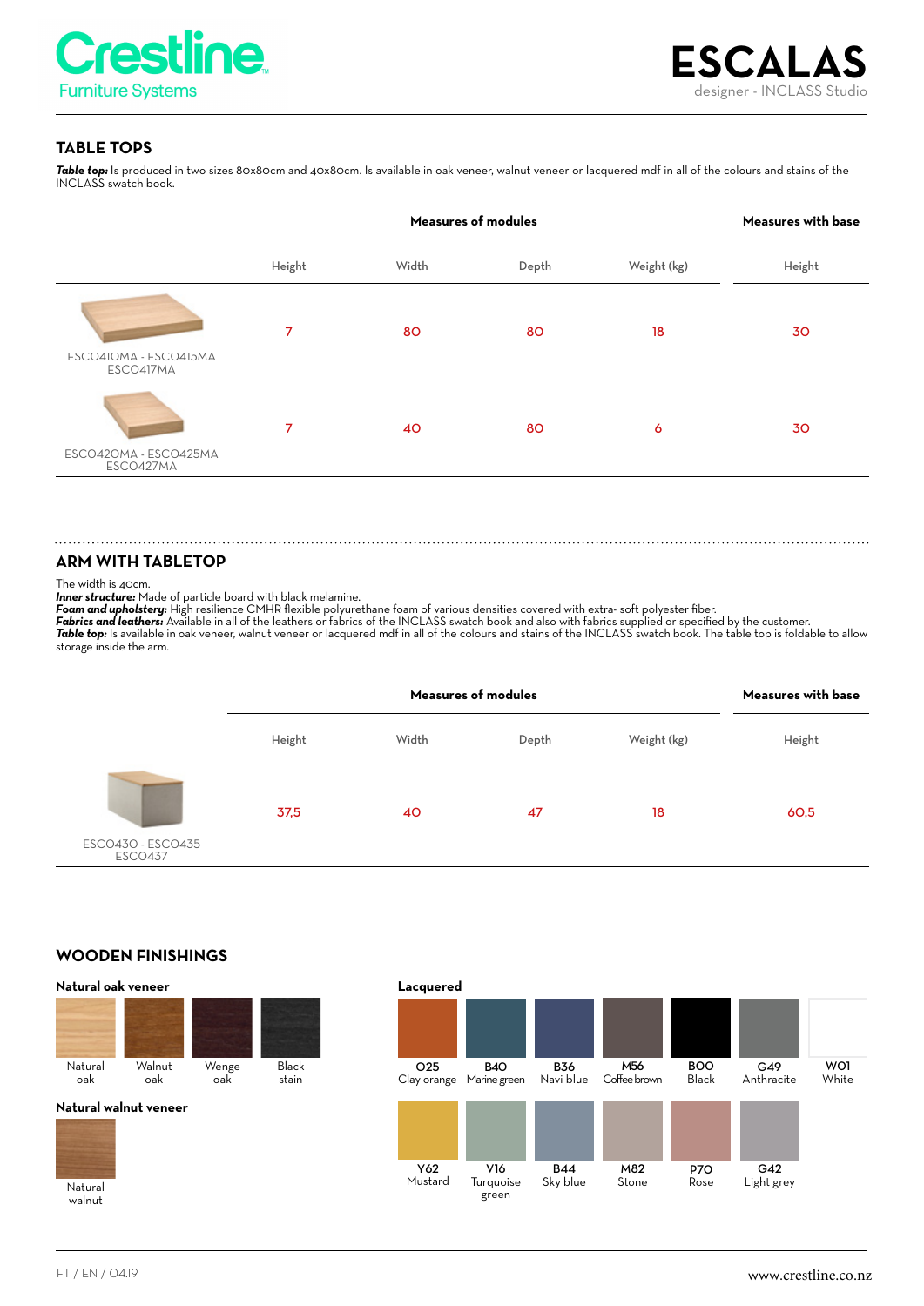Crestline
Furniture Systems

# ESCALAS

designer - INCLASS Studio

## TABLE TOPS

***Table top:*** Is produced in two sizes 80x80cm and 40x80cm. Is available in oak veneer, walnut veneer or lacquered mdf in all of the colours and stains of the INCLASS swatch book.

| | Measures of modules | | | | Measures with base |
|---|---|---|---|---|---|
| | Height | Width | Depth | Weight (kg) | Height |
| ESCO410MA - ESCO415MA ESCO417MA | 7 | 80 | 80 | 18 | 30 |
| ESCO420MA - ESCO425MA ESCO427MA | 7 | 40 | 80 | 6 | 30 |

## ARM WITH TABLETOP

The width is 40cm.
***Inner structure:*** Made of particle board with black melamine.
***Foam and upholstery:*** High resilience CMHR flexible polyurethane foam of various densities covered with extra- soft polyester fiber.
***Fabrics and leathers:*** Available in all of the leathers or fabrics of the INCLASS swatch book and also with fabrics supplied or specified by the customer.
***Table top:*** Is available in oak veneer, walnut veneer or lacquered mdf in all of the colours and stains of the INCLASS swatch book. The table top is foldable to allow storage inside the arm.

| | Measures of modules | | | | Measures with base |
|---|---|---|---|---|---|
| | Height | Width | Depth | Weight (kg) | Height |
| ESCO430 - ESCO435 ESCO437 | 37,5 | 40 | 47 | 18 | 60,5 |

## WOODEN FINISHINGS

**Natural oak veneer**

Natural oak, Walnut oak, Wenge oak, Black stain

**Natural walnut veneer**

Natural walnut

**Lacquered**

O25 Clay orange, B40 Marine green, B36 Navi blue, M56 Coffee brown, B00 Black, G49 Anthracite, W01 White

Y62 Mustard, V16 Turquoise green, B44 Sky blue, M82 Stone, P70 Rose, G42 Light grey

FT / EN / 04.19

www.crestline.co.nz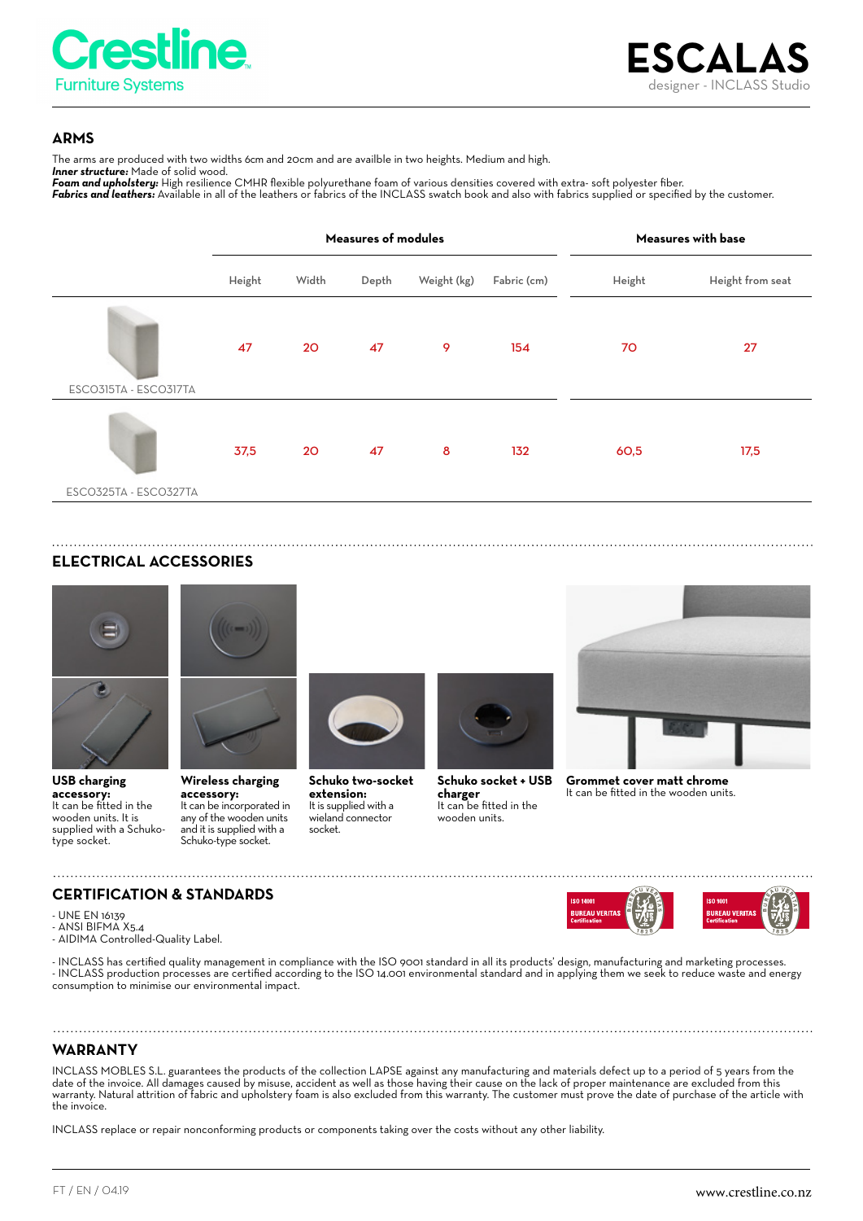## ARMS

The arms are produced with two widths 6cm and 20cm and are availble in two heights. Medium and high.
***Inner structure:*** Made of solid wood.
***Foam and upholstery:*** High resilience CMHR flexible polyurethane foam of various densities covered with extra- soft polyester fiber.
***Fabrics and leathers:*** Available in all of the leathers or fabrics of the INCLASS swatch book and also with fabrics supplied or specified by the customer.

| | Measures of modules | | | | | Measures with base | |
|---|---|---|---|---|---|---|---|
| | Height | Width | Depth | Weight (kg) | Fabric (cm) | Height | Height from seat |
| ESCO315TA - ESCO317TA | 47 | 20 | 47 | 9 | 154 | 70 | 27 |
| ESCO325TA - ESCO327TA | 37,5 | 20 | 47 | 8 | 132 | 60,5 | 17,5 |

## ELECTRICAL ACCESSORIES

**USB charging accessory:**
It can be fitted in the wooden units. It is supplied with a Schuko-type socket.

**Wireless charging accessory:**
It can be incorporated in any of the wooden units and it is supplied with a Schuko-type socket.

**Schuko two-socket extension:**
It is supplied with a wieland connector socket.

**Schuko socket + USB charger**
It can be fitted in the wooden units.

**Grommet cover matt chrome**
It can be fitted in the wooden units.

## CERTIFICATION & STANDARDS

- UNE EN 16139
- ANSI BIFMA X5.4
- AIDIMA Controlled-Quality Label.

- INCLASS has certified quality management in compliance with the ISO 9001 standard in all its products' design, manufacturing and marketing processes.
- INCLASS production processes are certified according to the ISO 14.001 environmental standard and in applying them we seek to reduce waste and energy consumption to minimise our environmental impact.

ISO 14001 BUREAU VERITAS Certification

ISO 9001 BUREAU VERITAS Certification

## WARRANTY

INCLASS MOBLES S.L. guarantees the products of the collection LAPSE against any manufacturing and materials defect up to a period of 5 years from the date of the invoice. All damages caused by misuse, accident as well as those having their cause on the lack of proper maintenance are excluded from this warranty. Natural attrition of fabric and upholstery foam is also excluded from this warranty. The customer must prove the date of purchase of the article with the invoice.

INCLASS replace or repair nonconforming products or components taking over the costs without any other liability.